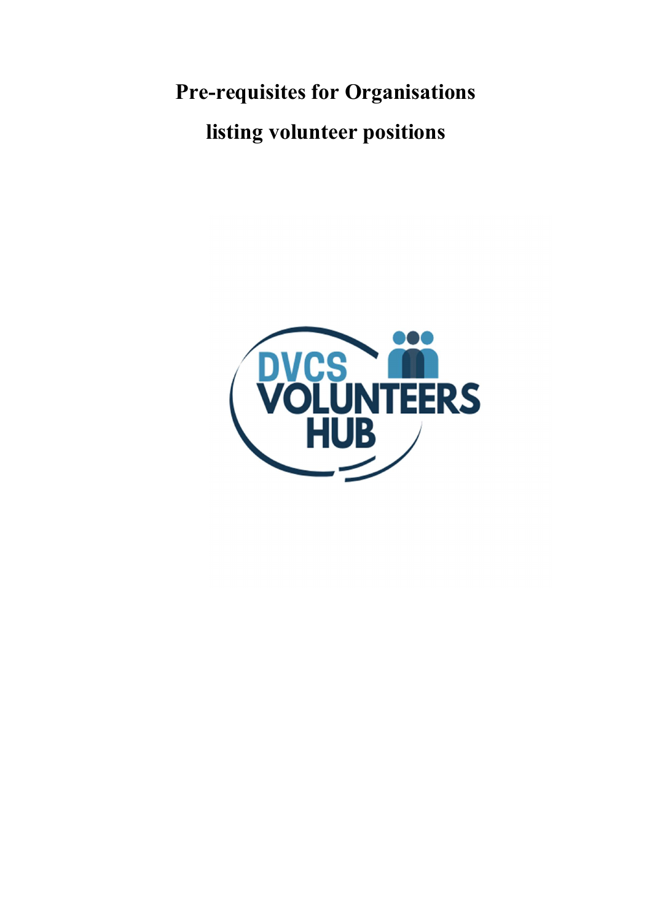# Pre-requisites for Organisations listing volunteer positions

DVCS VOLUNTEERS HUB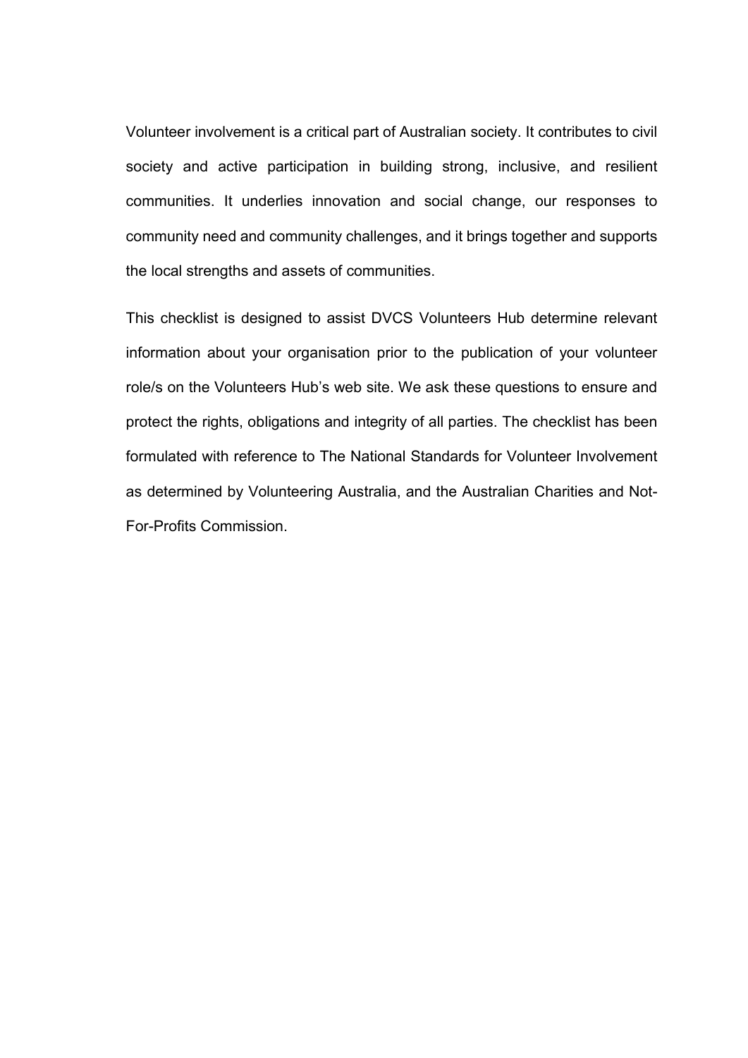Volunteer involvement is a critical part of Australian society. It contributes to civil society and active participation in building strong, inclusive, and resilient communities. It underlies innovation and social change, our responses to community need and community challenges, and it brings together and supports the local strengths and assets of communities.

This checklist is designed to assist DVCS Volunteers Hub determine relevant information about your organisation prior to the publication of your volunteer role/s on the Volunteers Hub's web site. We ask these questions to ensure and protect the rights, obligations and integrity of all parties. The checklist has been formulated with reference to The National Standards for Volunteer Involvement as determined by Volunteering Australia, and the Australian Charities and Not-For-Profits Commission.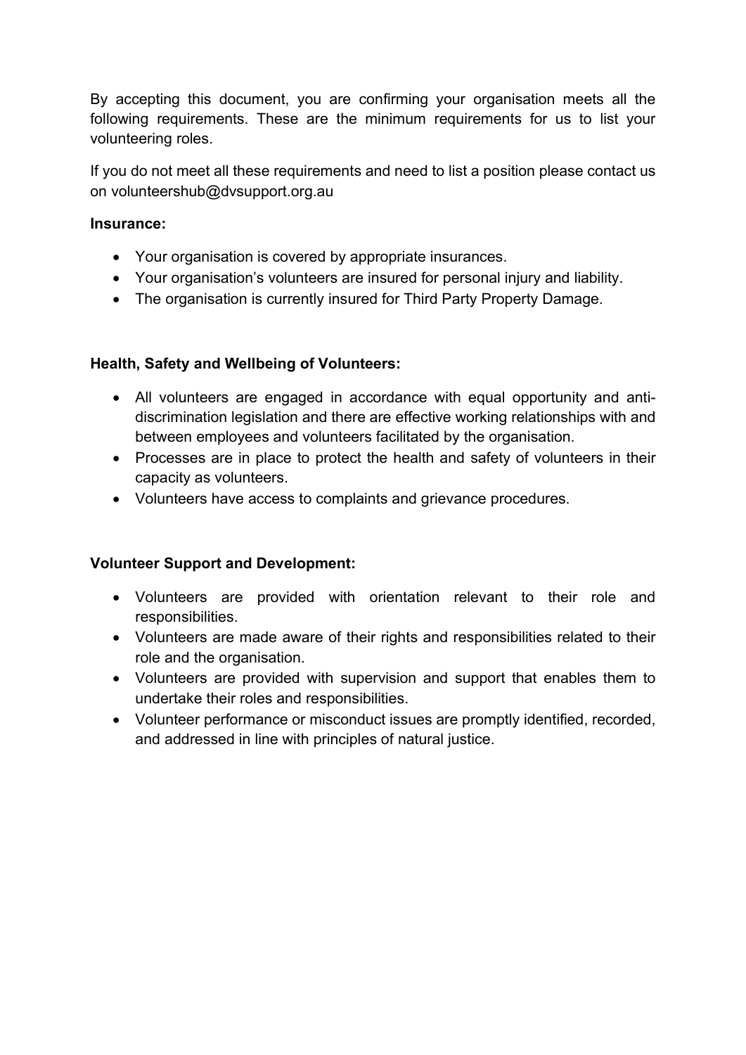By accepting this document, you are confirming your organisation meets all the following requirements. These are the minimum requirements for us to list your volunteering roles.

If you do not meet all these requirements and need to list a position please contact us on volunteershub@dvsupport.org.au

**Insurance:**

- Your organisation is covered by appropriate insurances.
- Your organisation's volunteers are insured for personal injury and liability.
- The organisation is currently insured for Third Party Property Damage.

**Health, Safety and Wellbeing of Volunteers:**

- All volunteers are engaged in accordance with equal opportunity and anti-discrimination legislation and there are effective working relationships with and between employees and volunteers facilitated by the organisation.
- Processes are in place to protect the health and safety of volunteers in their capacity as volunteers.
- Volunteers have access to complaints and grievance procedures.

**Volunteer Support and Development:**

- Volunteers are provided with orientation relevant to their role and responsibilities.
- Volunteers are made aware of their rights and responsibilities related to their role and the organisation.
- Volunteers are provided with supervision and support that enables them to undertake their roles and responsibilities.
- Volunteer performance or misconduct issues are promptly identified, recorded, and addressed in line with principles of natural justice.